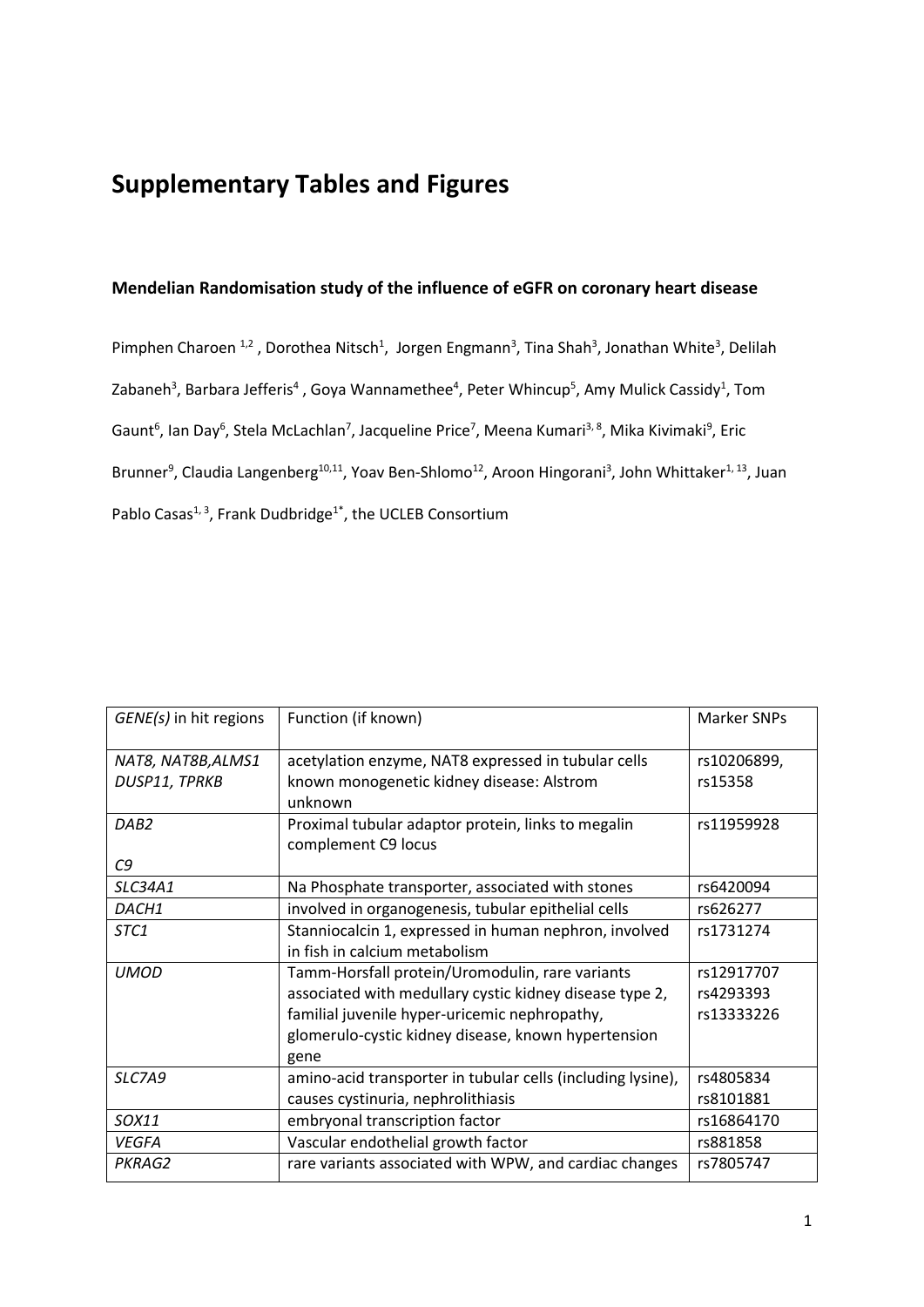# Supplementary Tables and Figures

**Mendelian Randomisation study of the influence of eGFR on coronary heart disease**

Pimphen Charoen [1,2], Dorothea Nitsch[1], Jorgen Engmann[3], Tina Shah[3], Jonathan White[3], Delilah Zabaneh[3], Barbara Jefferis[4], Goya Wannamethee[4], Peter Whincup[5], Amy Mulick Cassidy[1], Tom Gaunt[6], Ian Day[6], Stela McLachlan[7], Jacqueline Price[7], Meena Kumari[3,8], Mika Kivimaki[9], Eric Brunner[9], Claudia Langenberg[10,11], Yoav Ben-Shlomo[12], Aroon Hingorani[3], John Whittaker[1,13], Juan Pablo Casas[1,3], Frank Dudbridge[1*], the UCLEB Consortium

| *GENE(s)* in hit regions | Function (if known) | Marker SNPs |
|---|---|---|
| *NAT8, NAT8B,ALMS1 DUSP11, TPRKB* | acetylation enzyme, NAT8 expressed in tubular cells known monogenetic kidney disease: Alstrom unknown | rs10206899, rs15358 |
| *DAB2* *C9* | Proximal tubular adaptor protein, links to megalin complement C9 locus | rs11959928 |
| *SLC34A1* | Na Phosphate transporter, associated with stones | rs6420094 |
| *DACH1* | involved in organogenesis, tubular epithelial cells | rs626277 |
| *STC1* | Stanniocalcin 1, expressed in human nephron, involved in fish in calcium metabolism | rs1731274 |
| *UMOD* | Tamm-Horsfall protein/Uromodulin, rare variants associated with medullary cystic kidney disease type 2, familial juvenile hyper-uricemic nephropathy, glomerulo-cystic kidney disease, known hypertension gene | rs12917707 rs4293393 rs13333226 |
| *SLC7A9* | amino-acid transporter in tubular cells (including lysine), causes cystinuria, nephrolithiasis | rs4805834 rs8101881 |
| *SOX11* | embryonal transcription factor | rs16864170 |
| *VEGFA* | Vascular endothelial growth factor | rs881858 |
| *PKRAG2* | rare variants associated with WPW, and cardiac changes | rs7805747 |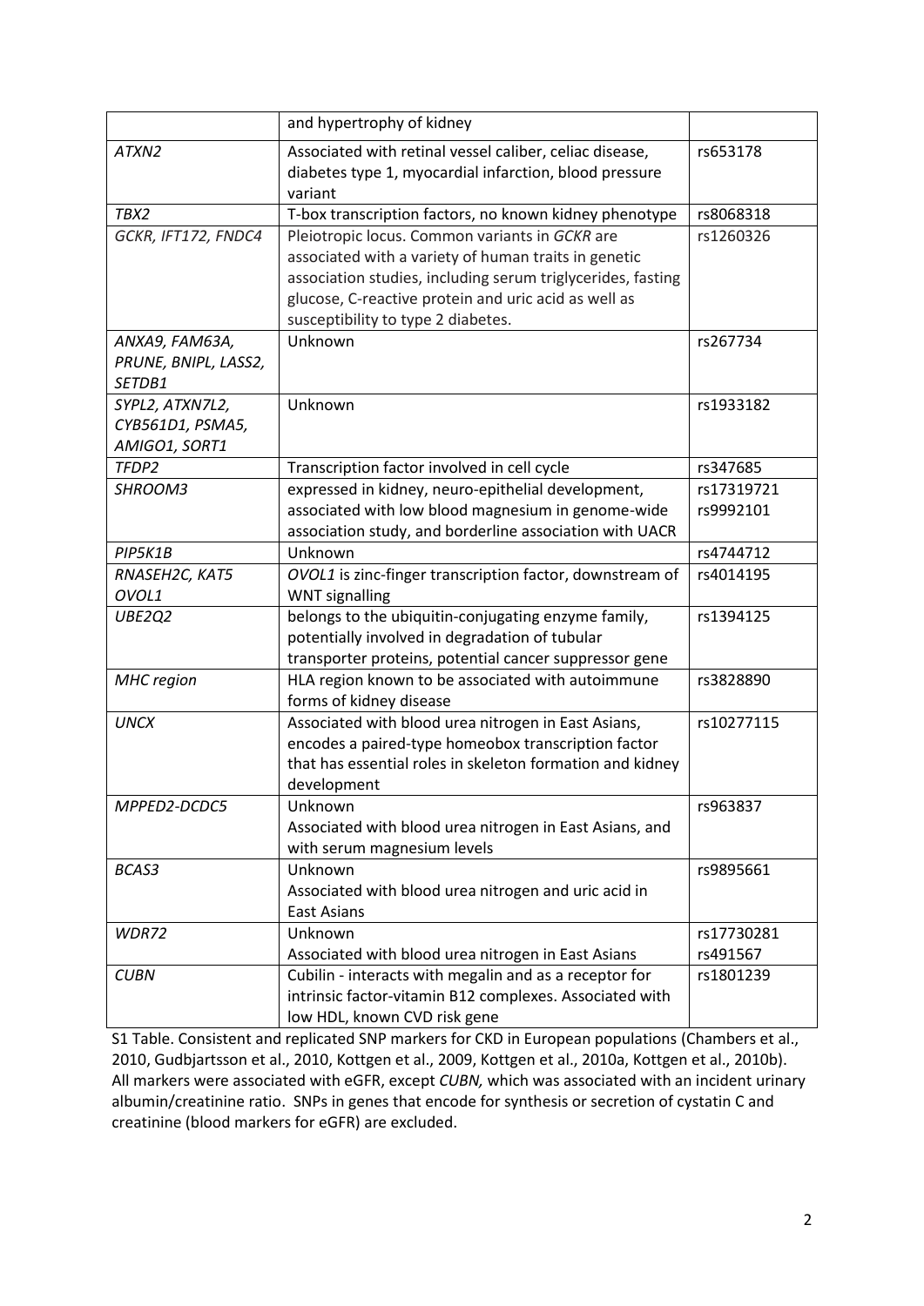| | | |
|---|---|---|
| | and hypertrophy of kidney | |
| *ATXN2* | Associated with retinal vessel caliber, celiac disease, diabetes type 1, myocardial infarction, blood pressure variant | rs653178 |
| *TBX2* | T-box transcription factors, no known kidney phenotype | rs8068318 |
| *GCKR, IFT172, FNDC4* | Pleiotropic locus. Common variants in *GCKR* are associated with a variety of human traits in genetic association studies, including serum triglycerides, fasting glucose, C-reactive protein and uric acid as well as susceptibility to type 2 diabetes. | rs1260326 |
| *ANXA9, FAM63A, PRUNE, BNIPL, LASS2, SETDB1* | Unknown | rs267734 |
| *SYPL2, ATXN7L2, CYB561D1, PSMA5, AMIGO1, SORT1* | Unknown | rs1933182 |
| *TFDP2* | Transcription factor involved in cell cycle | rs347685 |
| *SHROOM3* | expressed in kidney, neuro-epithelial development, associated with low blood magnesium in genome-wide association study, and borderline association with UACR | rs17319721 rs9992101 |
| *PIP5K1B* | Unknown | rs4744712 |
| *RNASEH2C, KAT5 OVOL1* | *OVOL1* is zinc-finger transcription factor, downstream of WNT signalling | rs4014195 |
| *UBE2Q2* | belongs to the ubiquitin-conjugating enzyme family, potentially involved in degradation of tubular transporter proteins, potential cancer suppressor gene | rs1394125 |
| *MHC region* | HLA region known to be associated with autoimmune forms of kidney disease | rs3828890 |
| *UNCX* | Associated with blood urea nitrogen in East Asians, encodes a paired-type homeobox transcription factor that has essential roles in skeleton formation and kidney development | rs10277115 |
| *MPPED2-DCDC5* | Unknown<br>Associated with blood urea nitrogen in East Asians, and with serum magnesium levels | rs963837 |
| *BCAS3* | Unknown<br>Associated with blood urea nitrogen and uric acid in East Asians | rs9895661 |
| *WDR72* | Unknown<br>Associated with blood urea nitrogen in East Asians | rs17730281 rs491567 |
| *CUBN* | Cubilin - interacts with megalin and as a receptor for intrinsic factor-vitamin B12 complexes. Associated with low HDL, known CVD risk gene | rs1801239 |

S1 Table. Consistent and replicated SNP markers for CKD in European populations (Chambers et al., 2010, Gudbjartsson et al., 2010, Kottgen et al., 2009, Kottgen et al., 2010a, Kottgen et al., 2010b). All markers were associated with eGFR, except *CUBN,* which was associated with an incident urinary albumin/creatinine ratio. SNPs in genes that encode for synthesis or secretion of cystatin C and creatinine (blood markers for eGFR) are excluded.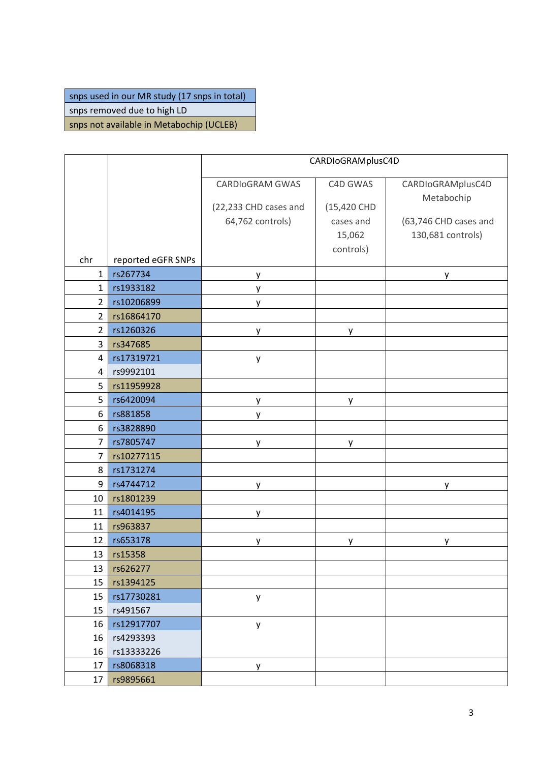| snps used in our MR study (17 snps in total) |
|---|
| snps removed due to high LD |
| snps not available in Metabochip (UCLEB) |

| chr | reported eGFR SNPs | CARDIoGRAMplusC4D | | |
|---|---|---|---|---|
| | | CARDIoGRAM GWAS (22,233 CHD cases and 64,762 controls) | C4D GWAS (15,420 CHD cases and 15,062 controls) | CARDIoGRAMplusC4D Metabochip (63,746 CHD cases and 130,681 controls) |
| 1 | rs267734 | y | | y |
| 1 | rs1933182 | y | | |
| 2 | rs10206899 | y | | |
| 2 | rs16864170 | | | |
| 2 | rs1260326 | y | y | |
| 3 | rs347685 | | | |
| 4 | rs17319721 | y | | |
| 4 | rs9992101 | | | |
| 5 | rs11959928 | | | |
| 5 | rs6420094 | y | y | |
| 6 | rs881858 | y | | |
| 6 | rs3828890 | | | |
| 7 | rs7805747 | y | y | |
| 7 | rs10277115 | | | |
| 8 | rs1731274 | | | |
| 9 | rs4744712 | y | | y |
| 10 | rs1801239 | | | |
| 11 | rs4014195 | y | | |
| 11 | rs963837 | | | |
| 12 | rs653178 | y | y | y |
| 13 | rs15358 | | | |
| 13 | rs626277 | | | |
| 15 | rs1394125 | | | |
| 15 | rs17730281 | y | | |
| 15 | rs491567 | | | |
| 16 | rs12917707 | y | | |
| 16 | rs4293393 | | | |
| 16 | rs13333226 | | | |
| 17 | rs8068318 | y | | |
| 17 | rs9895661 | | | |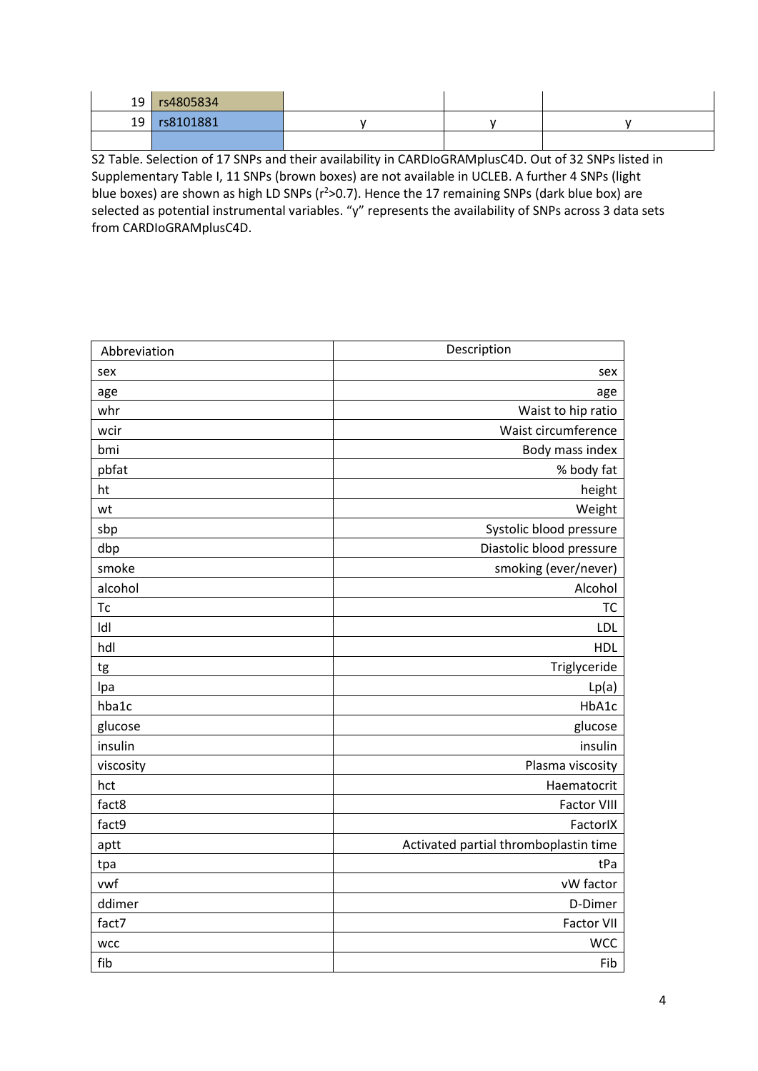| | | | | |
|---|---|---|---|---|
| 19 | rs4805834 | | | |
| 19 | rs8101881 | y | y | y |
| | | | | |

S2 Table. Selection of 17 SNPs and their availability in CARDIoGRAMplusC4D. Out of 32 SNPs listed in Supplementary Table I, 11 SNPs (brown boxes) are not available in UCLEB. A further 4 SNPs (light blue boxes) are shown as high LD SNPs ($r^2$>0.7). Hence the 17 remaining SNPs (dark blue box) are selected as potential instrumental variables. "y" represents the availability of SNPs across 3 data sets from CARDIoGRAMplusC4D.

| Abbreviation | Description |
|---|---|
| sex | sex |
| age | age |
| whr | Waist to hip ratio |
| wcir | Waist circumference |
| bmi | Body mass index |
| pbfat | % body fat |
| ht | height |
| wt | Weight |
| sbp | Systolic blood pressure |
| dbp | Diastolic blood pressure |
| smoke | smoking (ever/never) |
| alcohol | Alcohol |
| Tc | TC |
| ldl | LDL |
| hdl | HDL |
| tg | Triglyceride |
| lpa | Lp(a) |
| hba1c | HbA1c |
| glucose | glucose |
| insulin | insulin |
| viscosity | Plasma viscosity |
| hct | Haematocrit |
| fact8 | Factor VIII |
| fact9 | FactorIX |
| aptt | Activated partial thromboplastin time |
| tpa | tPa |
| vwf | vW factor |
| ddimer | D-Dimer |
| fact7 | Factor VII |
| wcc | WCC |
| fib | Fib |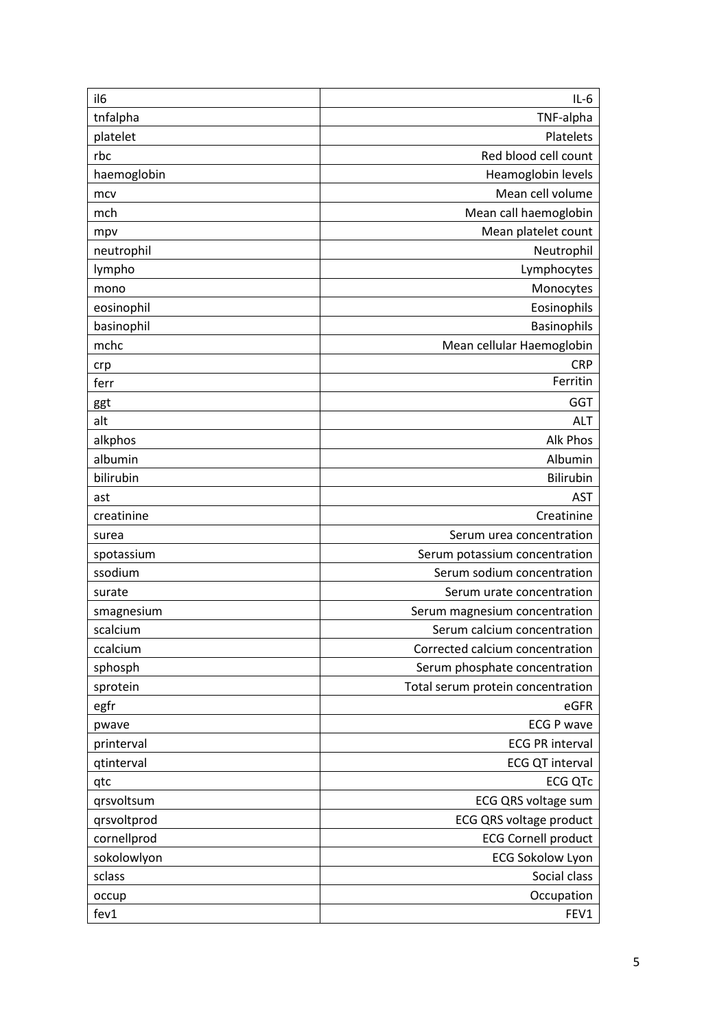| il6 | IL-6 |
|---|---|
| tnfalpha | TNF-alpha |
| platelet | Platelets |
| rbc | Red blood cell count |
| haemoglobin | Heamoglobin levels |
| mcv | Mean cell volume |
| mch | Mean call haemoglobin |
| mpv | Mean platelet count |
| neutrophil | Neutrophil |
| lympho | Lymphocytes |
| mono | Monocytes |
| eosinophil | Eosinophils |
| basinophil | Basinophils |
| mchc | Mean cellular Haemoglobin |
| crp | CRP |
| ferr | Ferritin |
| ggt | GGT |
| alt | ALT |
| alkphos | Alk Phos |
| albumin | Albumin |
| bilirubin | Bilirubin |
| ast | AST |
| creatinine | Creatinine |
| surea | Serum urea concentration |
| spotassium | Serum potassium concentration |
| ssodium | Serum sodium concentration |
| surate | Serum urate concentration |
| smagnesium | Serum magnesium concentration |
| scalcium | Serum calcium concentration |
| ccalcium | Corrected calcium concentration |
| sphosph | Serum phosphate concentration |
| sprotein | Total serum protein concentration |
| egfr | eGFR |
| pwave | ECG P wave |
| printerval | ECG PR interval |
| qtinterval | ECG QT interval |
| qtc | ECG QTc |
| qrsvoltsum | ECG QRS voltage sum |
| qrsvoltprod | ECG QRS voltage product |
| cornellprod | ECG Cornell product |
| sokolowlyon | ECG Sokolow Lyon |
| sclass | Social class |
| occup | Occupation |
| fev1 | FEV1 |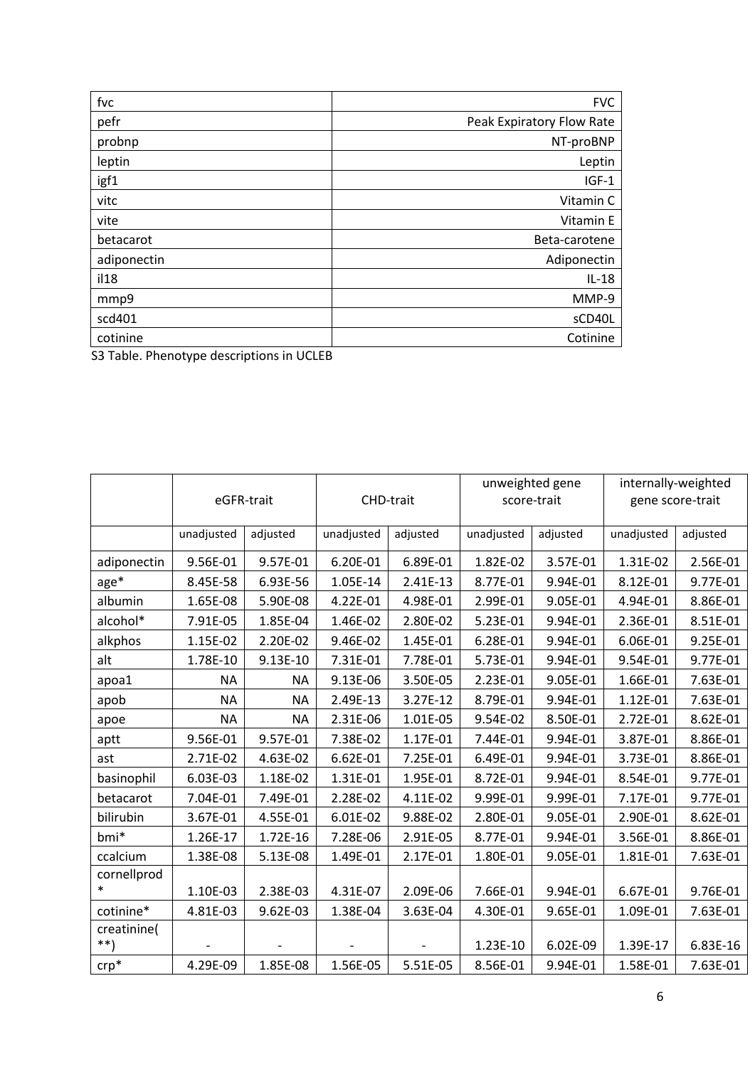| fvc | FVC |
|---|---|
| pefr | Peak Expiratory Flow Rate |
| probnp | NT-proBNP |
| leptin | Leptin |
| igf1 | IGF-1 |
| vitc | Vitamin C |
| vite | Vitamin E |
| betacarot | Beta-carotene |
| adiponectin | Adiponectin |
| il18 | IL-18 |
| mmp9 | MMP-9 |
| scd401 | sCD40L |
| cotinine | Cotinine |

S3 Table. Phenotype descriptions in UCLEB

| | eGFR-trait | | CHD-trait | | unweighted gene score-trait | | internally-weighted gene score-trait | |
|---|---|---|---|---|---|---|---|---|
| | unadjusted | adjusted | unadjusted | adjusted | unadjusted | adjusted | unadjusted | adjusted |
| adiponectin | 9.56E-01 | 9.57E-01 | 6.20E-01 | 6.89E-01 | 1.82E-02 | 3.57E-01 | 1.31E-02 | 2.56E-01 |
| age* | 8.45E-58 | 6.93E-56 | 1.05E-14 | 2.41E-13 | 8.77E-01 | 9.94E-01 | 8.12E-01 | 9.77E-01 |
| albumin | 1.65E-08 | 5.90E-08 | 4.22E-01 | 4.98E-01 | 2.99E-01 | 9.05E-01 | 4.94E-01 | 8.86E-01 |
| alcohol* | 7.91E-05 | 1.85E-04 | 1.46E-02 | 2.80E-02 | 5.23E-01 | 9.94E-01 | 2.36E-01 | 8.51E-01 |
| alkphos | 1.15E-02 | 2.20E-02 | 9.46E-02 | 1.45E-01 | 6.28E-01 | 9.94E-01 | 6.06E-01 | 9.25E-01 |
| alt | 1.78E-10 | 9.13E-10 | 7.31E-01 | 7.78E-01 | 5.73E-01 | 9.94E-01 | 9.54E-01 | 9.77E-01 |
| apoa1 | NA | NA | 9.13E-06 | 3.50E-05 | 2.23E-01 | 9.05E-01 | 1.66E-01 | 7.63E-01 |
| apob | NA | NA | 2.49E-13 | 3.27E-12 | 8.79E-01 | 9.94E-01 | 1.12E-01 | 7.63E-01 |
| apoe | NA | NA | 2.31E-06 | 1.01E-05 | 9.54E-02 | 8.50E-01 | 2.72E-01 | 8.62E-01 |
| aptt | 9.56E-01 | 9.57E-01 | 7.38E-02 | 1.17E-01 | 7.44E-01 | 9.94E-01 | 3.87E-01 | 8.86E-01 |
| ast | 2.71E-02 | 4.63E-02 | 6.62E-01 | 7.25E-01 | 6.49E-01 | 9.94E-01 | 3.73E-01 | 8.86E-01 |
| basinophil | 6.03E-03 | 1.18E-02 | 1.31E-01 | 1.95E-01 | 8.72E-01 | 9.94E-01 | 8.54E-01 | 9.77E-01 |
| betacarot | 7.04E-01 | 7.49E-01 | 2.28E-02 | 4.11E-02 | 9.99E-01 | 9.99E-01 | 7.17E-01 | 9.77E-01 |
| bilirubin | 3.67E-01 | 4.55E-01 | 6.01E-02 | 9.88E-02 | 2.80E-01 | 9.05E-01 | 2.90E-01 | 8.62E-01 |
| bmi* | 1.26E-17 | 1.72E-16 | 7.28E-06 | 2.91E-05 | 8.77E-01 | 9.94E-01 | 3.56E-01 | 8.86E-01 |
| ccalcium | 1.38E-08 | 5.13E-08 | 1.49E-01 | 2.17E-01 | 1.80E-01 | 9.05E-01 | 1.81E-01 | 7.63E-01 |
| cornellprod* | 1.10E-03 | 2.38E-03 | 4.31E-07 | 2.09E-06 | 7.66E-01 | 9.94E-01 | 6.67E-01 | 9.76E-01 |
| cotinine* | 4.81E-03 | 9.62E-03 | 1.38E-04 | 3.63E-04 | 4.30E-01 | 9.65E-01 | 1.09E-01 | 7.63E-01 |
| creatinine(**) | - | - | - | - | 1.23E-10 | 6.02E-09 | 1.39E-17 | 6.83E-16 |
| crp* | 4.29E-09 | 1.85E-08 | 1.56E-05 | 5.51E-05 | 8.56E-01 | 9.94E-01 | 1.58E-01 | 7.63E-01 |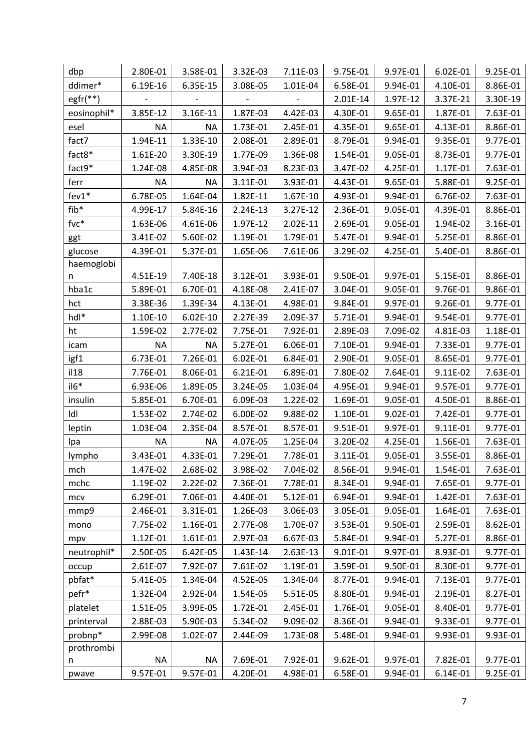| | | | | | | | | |
|---|---|---|---|---|---|---|---|---|
| dbp | 2.80E-01 | 3.58E-01 | 3.32E-03 | 7.11E-03 | 9.75E-01 | 9.97E-01 | 6.02E-01 | 9.25E-01 |
| ddimer* | 6.19E-16 | 6.35E-15 | 3.08E-05 | 1.01E-04 | 6.58E-01 | 9.94E-01 | 4.10E-01 | 8.86E-01 |
| egfr(**) | - | - | - | - | 2.01E-14 | 1.97E-12 | 3.37E-21 | 3.30E-19 |
| eosinophil* | 3.85E-12 | 3.16E-11 | 1.87E-03 | 4.42E-03 | 4.30E-01 | 9.65E-01 | 1.87E-01 | 7.63E-01 |
| esel | NA | NA | 1.73E-01 | 2.45E-01 | 4.35E-01 | 9.65E-01 | 4.13E-01 | 8.86E-01 |
| fact7 | 1.94E-11 | 1.33E-10 | 2.08E-01 | 2.89E-01 | 8.79E-01 | 9.94E-01 | 9.35E-01 | 9.77E-01 |
| fact8* | 1.61E-20 | 3.30E-19 | 1.77E-09 | 1.36E-08 | 1.54E-01 | 9.05E-01 | 8.73E-01 | 9.77E-01 |
| fact9* | 1.24E-08 | 4.85E-08 | 3.94E-03 | 8.23E-03 | 3.47E-02 | 4.25E-01 | 1.17E-01 | 7.63E-01 |
| ferr | NA | NA | 3.11E-01 | 3.93E-01 | 4.43E-01 | 9.65E-01 | 5.88E-01 | 9.25E-01 |
| fev1* | 6.78E-05 | 1.64E-04 | 1.82E-11 | 1.67E-10 | 4.93E-01 | 9.94E-01 | 6.76E-02 | 7.63E-01 |
| fib* | 4.99E-17 | 5.84E-16 | 2.24E-13 | 3.27E-12 | 2.36E-01 | 9.05E-01 | 4.39E-01 | 8.86E-01 |
| fvc* | 1.63E-06 | 4.61E-06 | 1.97E-12 | 2.02E-11 | 2.69E-01 | 9.05E-01 | 1.94E-02 | 3.16E-01 |
| ggt | 3.41E-02 | 5.60E-02 | 1.19E-01 | 1.79E-01 | 5.47E-01 | 9.94E-01 | 5.25E-01 | 8.86E-01 |
| glucose | 4.39E-01 | 5.37E-01 | 1.65E-06 | 7.61E-06 | 3.29E-02 | 4.25E-01 | 5.40E-01 | 8.86E-01 |
| haemoglobin | 4.51E-19 | 7.40E-18 | 3.12E-01 | 3.93E-01 | 9.50E-01 | 9.97E-01 | 5.15E-01 | 8.86E-01 |
| hba1c | 5.89E-01 | 6.70E-01 | 4.18E-08 | 2.41E-07 | 3.04E-01 | 9.05E-01 | 9.76E-01 | 9.86E-01 |
| hct | 3.38E-36 | 1.39E-34 | 4.13E-01 | 4.98E-01 | 9.84E-01 | 9.97E-01 | 9.26E-01 | 9.77E-01 |
| hdl* | 1.10E-10 | 6.02E-10 | 2.27E-39 | 2.09E-37 | 5.71E-01 | 9.94E-01 | 9.54E-01 | 9.77E-01 |
| ht | 1.59E-02 | 2.77E-02 | 7.75E-01 | 7.92E-01 | 2.89E-03 | 7.09E-02 | 4.81E-03 | 1.18E-01 |
| icam | NA | NA | 5.27E-01 | 6.06E-01 | 7.10E-01 | 9.94E-01 | 7.33E-01 | 9.77E-01 |
| igf1 | 6.73E-01 | 7.26E-01 | 6.02E-01 | 6.84E-01 | 2.90E-01 | 9.05E-01 | 8.65E-01 | 9.77E-01 |
| il18 | 7.76E-01 | 8.06E-01 | 6.21E-01 | 6.89E-01 | 7.80E-02 | 7.64E-01 | 9.11E-02 | 7.63E-01 |
| il6* | 6.93E-06 | 1.89E-05 | 3.24E-05 | 1.03E-04 | 4.95E-01 | 9.94E-01 | 9.57E-01 | 9.77E-01 |
| insulin | 5.85E-01 | 6.70E-01 | 6.09E-03 | 1.22E-02 | 1.69E-01 | 9.05E-01 | 4.50E-01 | 8.86E-01 |
| ldl | 1.53E-02 | 2.74E-02 | 6.00E-02 | 9.88E-02 | 1.10E-01 | 9.02E-01 | 7.42E-01 | 9.77E-01 |
| leptin | 1.03E-04 | 2.35E-04 | 8.57E-01 | 8.57E-01 | 9.51E-01 | 9.97E-01 | 9.11E-01 | 9.77E-01 |
| lpa | NA | NA | 4.07E-05 | 1.25E-04 | 3.20E-02 | 4.25E-01 | 1.56E-01 | 7.63E-01 |
| lympho | 3.43E-01 | 4.33E-01 | 7.29E-01 | 7.78E-01 | 3.11E-01 | 9.05E-01 | 3.55E-01 | 8.86E-01 |
| mch | 1.47E-02 | 2.68E-02 | 3.98E-02 | 7.04E-02 | 8.56E-01 | 9.94E-01 | 1.54E-01 | 7.63E-01 |
| mchc | 1.19E-02 | 2.22E-02 | 7.36E-01 | 7.78E-01 | 8.34E-01 | 9.94E-01 | 7.65E-01 | 9.77E-01 |
| mcv | 6.29E-01 | 7.06E-01 | 4.40E-01 | 5.12E-01 | 6.94E-01 | 9.94E-01 | 1.42E-01 | 7.63E-01 |
| mmp9 | 2.46E-01 | 3.31E-01 | 1.26E-03 | 3.06E-03 | 3.05E-01 | 9.05E-01 | 1.64E-01 | 7.63E-01 |
| mono | 7.75E-02 | 1.16E-01 | 2.77E-08 | 1.70E-07 | 3.53E-01 | 9.50E-01 | 2.59E-01 | 8.62E-01 |
| mpv | 1.12E-01 | 1.61E-01 | 2.97E-03 | 6.67E-03 | 5.84E-01 | 9.94E-01 | 5.27E-01 | 8.86E-01 |
| neutrophil* | 2.50E-05 | 6.42E-05 | 1.43E-14 | 2.63E-13 | 9.01E-01 | 9.97E-01 | 8.93E-01 | 9.77E-01 |
| occup | 2.61E-07 | 7.92E-07 | 7.61E-02 | 1.19E-01 | 3.59E-01 | 9.50E-01 | 8.30E-01 | 9.77E-01 |
| pbfat* | 5.41E-05 | 1.34E-04 | 4.52E-05 | 1.34E-04 | 8.77E-01 | 9.94E-01 | 7.13E-01 | 9.77E-01 |
| pefr* | 1.32E-04 | 2.92E-04 | 1.54E-05 | 5.51E-05 | 8.80E-01 | 9.94E-01 | 2.19E-01 | 8.27E-01 |
| platelet | 1.51E-05 | 3.99E-05 | 1.72E-01 | 2.45E-01 | 1.76E-01 | 9.05E-01 | 8.40E-01 | 9.77E-01 |
| printerval | 2.88E-03 | 5.90E-03 | 5.34E-02 | 9.09E-02 | 8.36E-01 | 9.94E-01 | 9.33E-01 | 9.77E-01 |
| probnp* | 2.99E-08 | 1.02E-07 | 2.44E-09 | 1.73E-08 | 5.48E-01 | 9.94E-01 | 9.93E-01 | 9.93E-01 |
| prothrombin | NA | NA | 7.69E-01 | 7.92E-01 | 9.62E-01 | 9.97E-01 | 7.82E-01 | 9.77E-01 |
| pwave | 9.57E-01 | 9.57E-01 | 4.20E-01 | 4.98E-01 | 6.58E-01 | 9.94E-01 | 6.14E-01 | 9.25E-01 |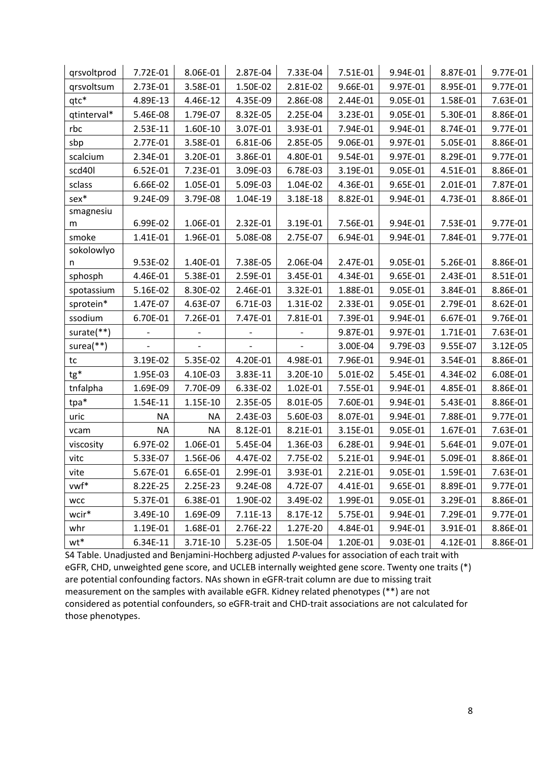| qrsvoltprod | 7.72E-01 | 8.06E-01 | 2.87E-04 | 7.33E-04 | 7.51E-01 | 9.94E-01 | 8.87E-01 | 9.77E-01 |
|---|---|---|---|---|---|---|---|---|
| qrsvoltsum | 2.73E-01 | 3.58E-01 | 1.50E-02 | 2.81E-02 | 9.66E-01 | 9.97E-01 | 8.95E-01 | 9.77E-01 |
| qtc* | 4.89E-13 | 4.46E-12 | 4.35E-09 | 2.86E-08 | 2.44E-01 | 9.05E-01 | 1.58E-01 | 7.63E-01 |
| qtinterval* | 5.46E-08 | 1.79E-07 | 8.32E-05 | 2.25E-04 | 3.23E-01 | 9.05E-01 | 5.30E-01 | 8.86E-01 |
| rbc | 2.53E-11 | 1.60E-10 | 3.07E-01 | 3.93E-01 | 7.94E-01 | 9.94E-01 | 8.74E-01 | 9.77E-01 |
| sbp | 2.77E-01 | 3.58E-01 | 6.81E-06 | 2.85E-05 | 9.06E-01 | 9.97E-01 | 5.05E-01 | 8.86E-01 |
| scalcium | 2.34E-01 | 3.20E-01 | 3.86E-01 | 4.80E-01 | 9.54E-01 | 9.97E-01 | 8.29E-01 | 9.77E-01 |
| scd40l | 6.52E-01 | 7.23E-01 | 3.09E-03 | 6.78E-03 | 3.19E-01 | 9.05E-01 | 4.51E-01 | 8.86E-01 |
| sclass | 6.66E-02 | 1.05E-01 | 5.09E-03 | 1.04E-02 | 4.36E-01 | 9.65E-01 | 2.01E-01 | 7.87E-01 |
| sex* | 9.24E-09 | 3.79E-08 | 1.04E-19 | 3.18E-18 | 8.82E-01 | 9.94E-01 | 4.73E-01 | 8.86E-01 |
| smagnesium | 6.99E-02 | 1.06E-01 | 2.32E-01 | 3.19E-01 | 7.56E-01 | 9.94E-01 | 7.53E-01 | 9.77E-01 |
| smoke | 1.41E-01 | 1.96E-01 | 5.08E-08 | 2.75E-07 | 6.94E-01 | 9.94E-01 | 7.84E-01 | 9.77E-01 |
| sokolowlyon | 9.53E-02 | 1.40E-01 | 7.38E-05 | 2.06E-04 | 2.47E-01 | 9.05E-01 | 5.26E-01 | 8.86E-01 |
| sphosph | 4.46E-01 | 5.38E-01 | 2.59E-01 | 3.45E-01 | 4.34E-01 | 9.65E-01 | 2.43E-01 | 8.51E-01 |
| spotassium | 5.16E-02 | 8.30E-02 | 2.46E-01 | 3.32E-01 | 1.88E-01 | 9.05E-01 | 3.84E-01 | 8.86E-01 |
| sprotein* | 1.47E-07 | 4.63E-07 | 6.71E-03 | 1.31E-02 | 2.33E-01 | 9.05E-01 | 2.79E-01 | 8.62E-01 |
| ssodium | 6.70E-01 | 7.26E-01 | 7.47E-01 | 7.81E-01 | 7.39E-01 | 9.94E-01 | 6.67E-01 | 9.76E-01 |
| surate(**) | - | - | - | - | 9.87E-01 | 9.97E-01 | 1.71E-01 | 7.63E-01 |
| surea(**) | - | - | - | - | 3.00E-04 | 9.79E-03 | 9.55E-07 | 3.12E-05 |
| tc | 3.19E-02 | 5.35E-02 | 4.20E-01 | 4.98E-01 | 7.96E-01 | 9.94E-01 | 3.54E-01 | 8.86E-01 |
| tg* | 1.95E-03 | 4.10E-03 | 3.83E-11 | 3.20E-10 | 5.01E-02 | 5.45E-01 | 4.34E-02 | 6.08E-01 |
| tnfalpha | 1.69E-09 | 7.70E-09 | 6.33E-02 | 1.02E-01 | 7.55E-01 | 9.94E-01 | 4.85E-01 | 8.86E-01 |
| tpa* | 1.54E-11 | 1.15E-10 | 2.35E-05 | 8.01E-05 | 7.60E-01 | 9.94E-01 | 5.43E-01 | 8.86E-01 |
| uric | NA | NA | 2.43E-03 | 5.60E-03 | 8.07E-01 | 9.94E-01 | 7.88E-01 | 9.77E-01 |
| vcam | NA | NA | 8.12E-01 | 8.21E-01 | 3.15E-01 | 9.05E-01 | 1.67E-01 | 7.63E-01 |
| viscosity | 6.97E-02 | 1.06E-01 | 5.45E-04 | 1.36E-03 | 6.28E-01 | 9.94E-01 | 5.64E-01 | 9.07E-01 |
| vitc | 5.33E-07 | 1.56E-06 | 4.47E-02 | 7.75E-02 | 5.21E-01 | 9.94E-01 | 5.09E-01 | 8.86E-01 |
| vite | 5.67E-01 | 6.65E-01 | 2.99E-01 | 3.93E-01 | 2.21E-01 | 9.05E-01 | 1.59E-01 | 7.63E-01 |
| vwf* | 8.22E-25 | 2.25E-23 | 9.24E-08 | 4.72E-07 | 4.41E-01 | 9.65E-01 | 8.89E-01 | 9.77E-01 |
| wcc | 5.37E-01 | 6.38E-01 | 1.90E-02 | 3.49E-02 | 1.99E-01 | 9.05E-01 | 3.29E-01 | 8.86E-01 |
| wcir* | 3.49E-10 | 1.69E-09 | 7.11E-13 | 8.17E-12 | 5.75E-01 | 9.94E-01 | 7.29E-01 | 9.77E-01 |
| whr | 1.19E-01 | 1.68E-01 | 2.76E-22 | 1.27E-20 | 4.84E-01 | 9.94E-01 | 3.91E-01 | 8.86E-01 |
| wt* | 6.34E-11 | 3.71E-10 | 5.23E-05 | 1.50E-04 | 1.20E-01 | 9.03E-01 | 4.12E-01 | 8.86E-01 |

S4 Table. Unadjusted and Benjamini-Hochberg adjusted *P*-values for association of each trait with eGFR, CHD, unweighted gene score, and UCLEB internally weighted gene score. Twenty one traits (*) are potential confounding factors. NAs shown in eGFR-trait column are due to missing trait measurement on the samples with available eGFR. Kidney related phenotypes (**) are not considered as potential confounders, so eGFR-trait and CHD-trait associations are not calculated for those phenotypes.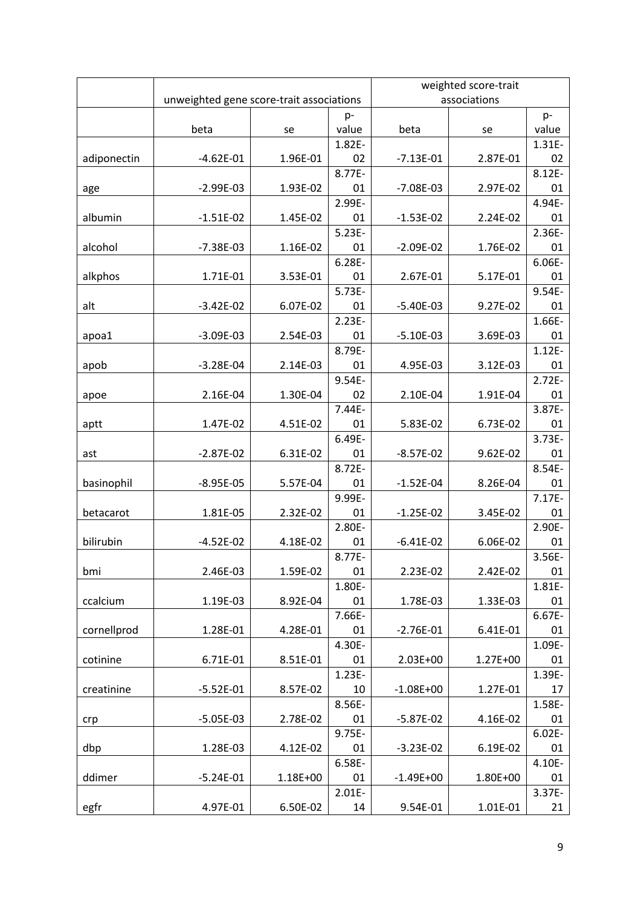| | unweighted gene score-trait associations | | | weighted score-trait associations | | |
|---|---|---|---|---|---|---|
| | beta | se | p-value | beta | se | p-value |
| adiponectin | -4.62E-01 | 1.96E-01 | 1.82E-02 | -7.13E-01 | 2.87E-01 | 1.31E-02 |
| age | -2.99E-03 | 1.93E-02 | 8.77E-01 | -7.08E-03 | 2.97E-02 | 8.12E-01 |
| albumin | -1.51E-02 | 1.45E-02 | 2.99E-01 | -1.53E-02 | 2.24E-02 | 4.94E-01 |
| alcohol | -7.38E-03 | 1.16E-02 | 5.23E-01 | -2.09E-02 | 1.76E-02 | 2.36E-01 |
| alkphos | 1.71E-01 | 3.53E-01 | 6.28E-01 | 2.67E-01 | 5.17E-01 | 6.06E-01 |
| alt | -3.42E-02 | 6.07E-02 | 5.73E-01 | -5.40E-03 | 9.27E-02 | 9.54E-01 |
| apoa1 | -3.09E-03 | 2.54E-03 | 2.23E-01 | -5.10E-03 | 3.69E-03 | 1.66E-01 |
| apob | -3.28E-04 | 2.14E-03 | 8.79E-01 | 4.95E-03 | 3.12E-03 | 1.12E-01 |
| apoe | 2.16E-04 | 1.30E-04 | 9.54E-02 | 2.10E-04 | 1.91E-04 | 2.72E-01 |
| aptt | 1.47E-02 | 4.51E-02 | 7.44E-01 | 5.83E-02 | 6.73E-02 | 3.87E-01 |
| ast | -2.87E-02 | 6.31E-02 | 6.49E-01 | -8.57E-02 | 9.62E-02 | 3.73E-01 |
| basinophil | -8.95E-05 | 5.57E-04 | 8.72E-01 | -1.52E-04 | 8.26E-04 | 8.54E-01 |
| betacarot | 1.81E-05 | 2.32E-02 | 9.99E-01 | -1.25E-02 | 3.45E-02 | 7.17E-01 |
| bilirubin | -4.52E-02 | 4.18E-02 | 2.80E-01 | -6.41E-02 | 6.06E-02 | 2.90E-01 |
| bmi | 2.46E-03 | 1.59E-02 | 8.77E-01 | 2.23E-02 | 2.42E-02 | 3.56E-01 |
| ccalcium | 1.19E-03 | 8.92E-04 | 1.80E-01 | 1.78E-03 | 1.33E-03 | 1.81E-01 |
| cornellprod | 1.28E-01 | 4.28E-01 | 7.66E-01 | -2.76E-01 | 6.41E-01 | 6.67E-01 |
| cotinine | 6.71E-01 | 8.51E-01 | 4.30E-01 | 2.03E+00 | 1.27E+00 | 1.09E-01 |
| creatinine | -5.52E-01 | 8.57E-02 | 1.23E-10 | -1.08E+00 | 1.27E-01 | 1.39E-17 |
| crp | -5.05E-03 | 2.78E-02 | 8.56E-01 | -5.87E-02 | 4.16E-02 | 1.58E-01 |
| dbp | 1.28E-03 | 4.12E-02 | 9.75E-01 | -3.23E-02 | 6.19E-02 | 6.02E-01 |
| ddimer | -5.24E-01 | 1.18E+00 | 6.58E-01 | -1.49E+00 | 1.80E+00 | 4.10E-01 |
| egfr | 4.97E-01 | 6.50E-02 | 2.01E-14 | 9.54E-01 | 1.01E-01 | 3.37E-21 |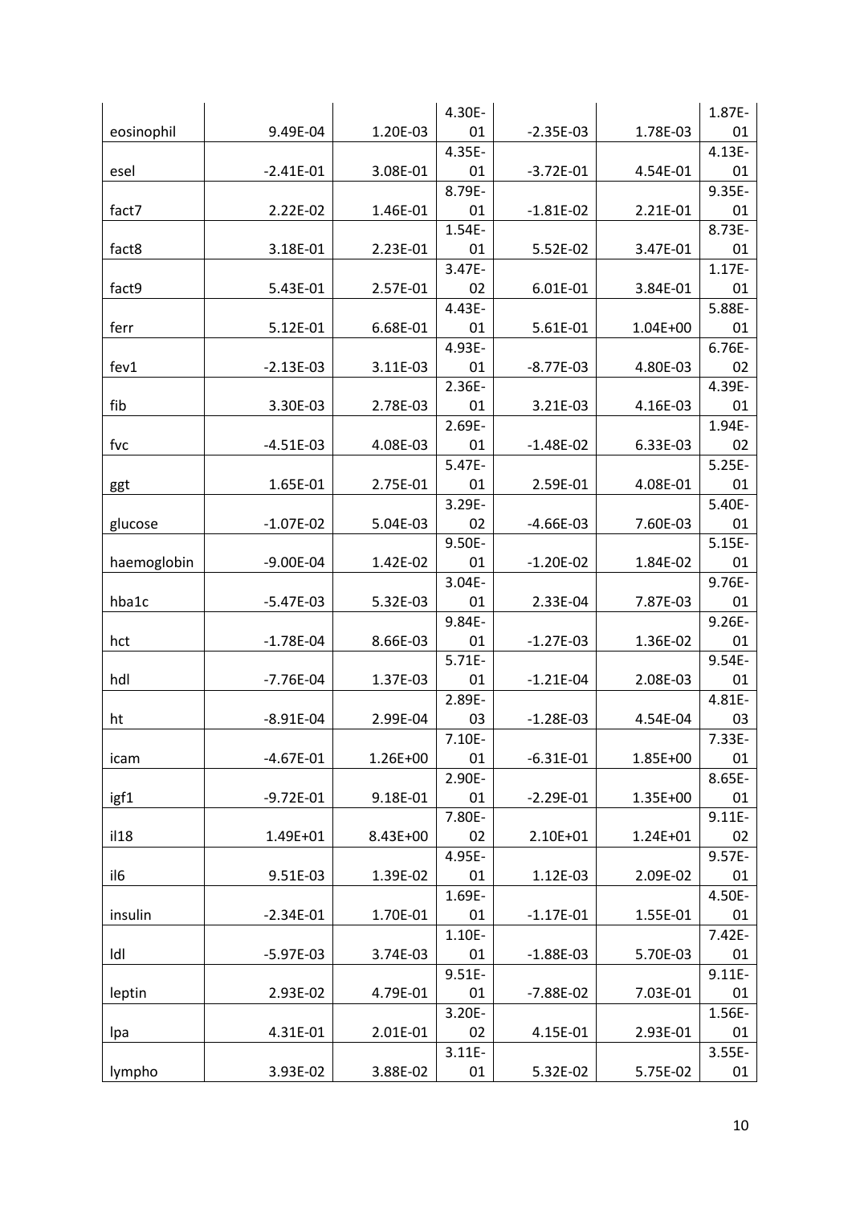| | | | | | | |
|---|---|---|---|---|---|---|
| eosinophil | 9.49E-04 | 1.20E-03 | 4.30E-01 | -2.35E-03 | 1.78E-03 | 1.87E-01 |
| esel | -2.41E-01 | 3.08E-01 | 4.35E-01 | -3.72E-01 | 4.54E-01 | 4.13E-01 |
| fact7 | 2.22E-02 | 1.46E-01 | 8.79E-01 | -1.81E-02 | 2.21E-01 | 9.35E-01 |
| fact8 | 3.18E-01 | 2.23E-01 | 1.54E-01 | 5.52E-02 | 3.47E-01 | 8.73E-01 |
| fact9 | 5.43E-01 | 2.57E-01 | 3.47E-02 | 6.01E-01 | 3.84E-01 | 1.17E-01 |
| ferr | 5.12E-01 | 6.68E-01 | 4.43E-01 | 5.61E-01 | 1.04E+00 | 5.88E-01 |
| fev1 | -2.13E-03 | 3.11E-03 | 4.93E-01 | -8.77E-03 | 4.80E-03 | 6.76E-02 |
| fib | 3.30E-03 | 2.78E-03 | 2.36E-01 | 3.21E-03 | 4.16E-03 | 4.39E-01 |
| fvc | -4.51E-03 | 4.08E-03 | 2.69E-01 | -1.48E-02 | 6.33E-03 | 1.94E-02 |
| ggt | 1.65E-01 | 2.75E-01 | 5.47E-01 | 2.59E-01 | 4.08E-01 | 5.25E-01 |
| glucose | -1.07E-02 | 5.04E-03 | 3.29E-02 | -4.66E-03 | 7.60E-03 | 5.40E-01 |
| haemoglobin | -9.00E-04 | 1.42E-02 | 9.50E-01 | -1.20E-02 | 1.84E-02 | 5.15E-01 |
| hba1c | -5.47E-03 | 5.32E-03 | 3.04E-01 | 2.33E-04 | 7.87E-03 | 9.76E-01 |
| hct | -1.78E-04 | 8.66E-03 | 9.84E-01 | -1.27E-03 | 1.36E-02 | 9.26E-01 |
| hdl | -7.76E-04 | 1.37E-03 | 5.71E-01 | -1.21E-04 | 2.08E-03 | 9.54E-01 |
| ht | -8.91E-04 | 2.99E-04 | 2.89E-03 | -1.28E-03 | 4.54E-04 | 4.81E-03 |
| icam | -4.67E-01 | 1.26E+00 | 7.10E-01 | -6.31E-01 | 1.85E+00 | 7.33E-01 |
| igf1 | -9.72E-01 | 9.18E-01 | 2.90E-01 | -2.29E-01 | 1.35E+00 | 8.65E-01 |
| il18 | 1.49E+01 | 8.43E+00 | 7.80E-02 | 2.10E+01 | 1.24E+01 | 9.11E-02 |
| il6 | 9.51E-03 | 1.39E-02 | 4.95E-01 | 1.12E-03 | 2.09E-02 | 9.57E-01 |
| insulin | -2.34E-01 | 1.70E-01 | 1.69E-01 | -1.17E-01 | 1.55E-01 | 4.50E-01 |
| ldl | -5.97E-03 | 3.74E-03 | 1.10E-01 | -1.88E-03 | 5.70E-03 | 7.42E-01 |
| leptin | 2.93E-02 | 4.79E-01 | 9.51E-01 | -7.88E-02 | 7.03E-01 | 9.11E-01 |
| lpa | 4.31E-01 | 2.01E-01 | 3.20E-02 | 4.15E-01 | 2.93E-01 | 1.56E-01 |
| lympho | 3.93E-02 | 3.88E-02 | 3.11E-01 | 5.32E-02 | 5.75E-02 | 3.55E-01 |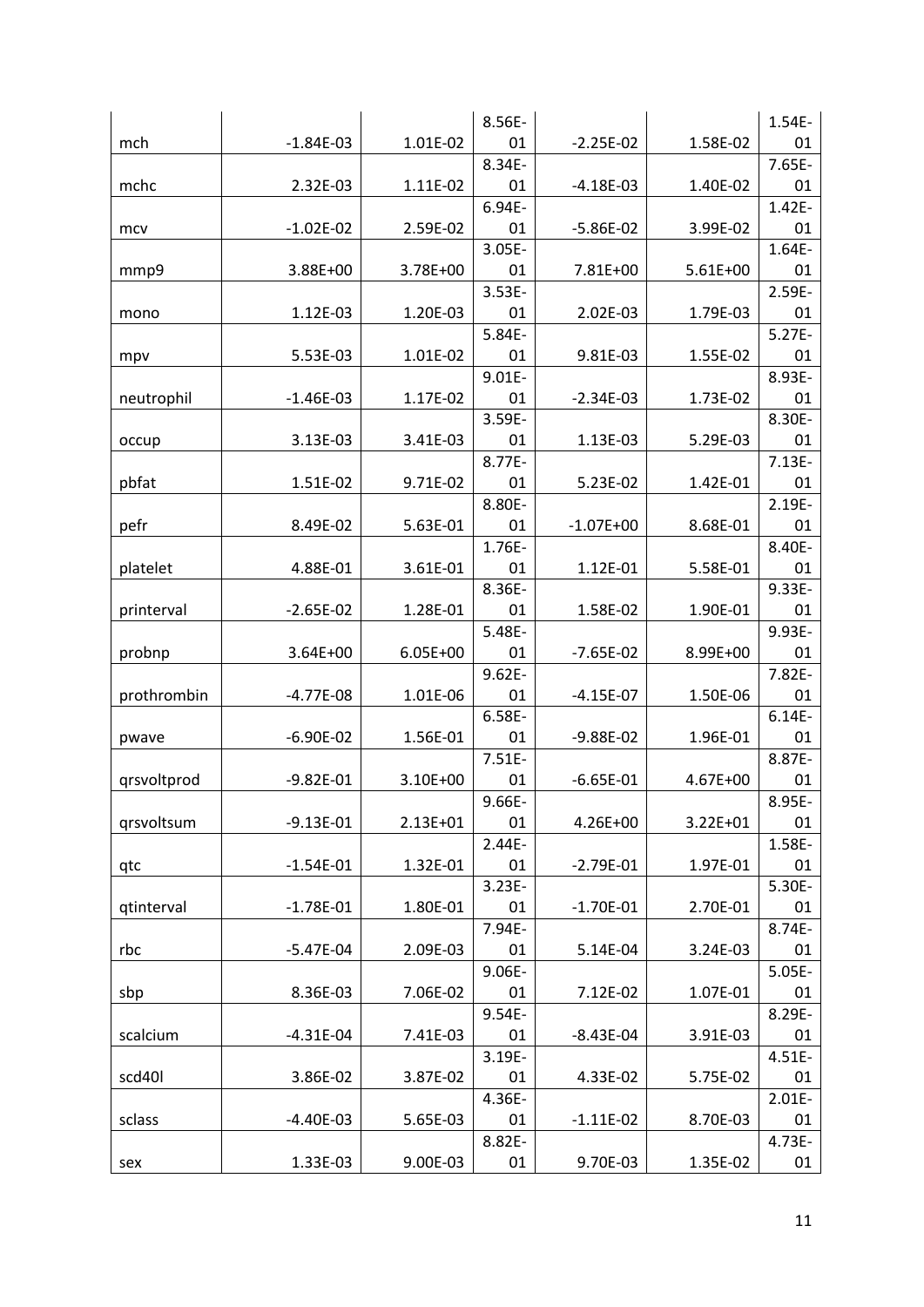| | | | | | | |
|---|---|---|---|---|---|---|
| mch | -1.84E-03 | 1.01E-02 | 8.56E-01 | -2.25E-02 | 1.58E-02 | 1.54E-01 |
| mchc | 2.32E-03 | 1.11E-02 | 8.34E-01 | -4.18E-03 | 1.40E-02 | 7.65E-01 |
| mcv | -1.02E-02 | 2.59E-02 | 6.94E-01 | -5.86E-02 | 3.99E-02 | 1.42E-01 |
| mmp9 | 3.88E+00 | 3.78E+00 | 3.05E-01 | 7.81E+00 | 5.61E+00 | 1.64E-01 |
| mono | 1.12E-03 | 1.20E-03 | 3.53E-01 | 2.02E-03 | 1.79E-03 | 2.59E-01 |
| mpv | 5.53E-03 | 1.01E-02 | 5.84E-01 | 9.81E-03 | 1.55E-02 | 5.27E-01 |
| neutrophil | -1.46E-03 | 1.17E-02 | 9.01E-01 | -2.34E-03 | 1.73E-02 | 8.93E-01 |
| occup | 3.13E-03 | 3.41E-03 | 3.59E-01 | 1.13E-03 | 5.29E-03 | 8.30E-01 |
| pbfat | 1.51E-02 | 9.71E-02 | 8.77E-01 | 5.23E-02 | 1.42E-01 | 7.13E-01 |
| pefr | 8.49E-02 | 5.63E-01 | 8.80E-01 | -1.07E+00 | 8.68E-01 | 2.19E-01 |
| platelet | 4.88E-01 | 3.61E-01 | 1.76E-01 | 1.12E-01 | 5.58E-01 | 8.40E-01 |
| printerval | -2.65E-02 | 1.28E-01 | 8.36E-01 | 1.58E-02 | 1.90E-01 | 9.33E-01 |
| probnp | 3.64E+00 | 6.05E+00 | 5.48E-01 | -7.65E-02 | 8.99E+00 | 9.93E-01 |
| prothrombin | -4.77E-08 | 1.01E-06 | 9.62E-01 | -4.15E-07 | 1.50E-06 | 7.82E-01 |
| pwave | -6.90E-02 | 1.56E-01 | 6.58E-01 | -9.88E-02 | 1.96E-01 | 6.14E-01 |
| qrsvoltprod | -9.82E-01 | 3.10E+00 | 7.51E-01 | -6.65E-01 | 4.67E+00 | 8.87E-01 |
| qrsvoltsum | -9.13E-01 | 2.13E+01 | 9.66E-01 | 4.26E+00 | 3.22E+01 | 8.95E-01 |
| qtc | -1.54E-01 | 1.32E-01 | 2.44E-01 | -2.79E-01 | 1.97E-01 | 1.58E-01 |
| qtinterval | -1.78E-01 | 1.80E-01 | 3.23E-01 | -1.70E-01 | 2.70E-01 | 5.30E-01 |
| rbc | -5.47E-04 | 2.09E-03 | 7.94E-01 | 5.14E-04 | 3.24E-03 | 8.74E-01 |
| sbp | 8.36E-03 | 7.06E-02 | 9.06E-01 | 7.12E-02 | 1.07E-01 | 5.05E-01 |
| scalcium | -4.31E-04 | 7.41E-03 | 9.54E-01 | -8.43E-04 | 3.91E-03 | 8.29E-01 |
| scd40l | 3.86E-02 | 3.87E-02 | 3.19E-01 | 4.33E-02 | 5.75E-02 | 4.51E-01 |
| sclass | -4.40E-03 | 5.65E-03 | 4.36E-01 | -1.11E-02 | 8.70E-03 | 2.01E-01 |
| sex | 1.33E-03 | 9.00E-03 | 8.82E-01 | 9.70E-03 | 1.35E-02 | 4.73E-01 |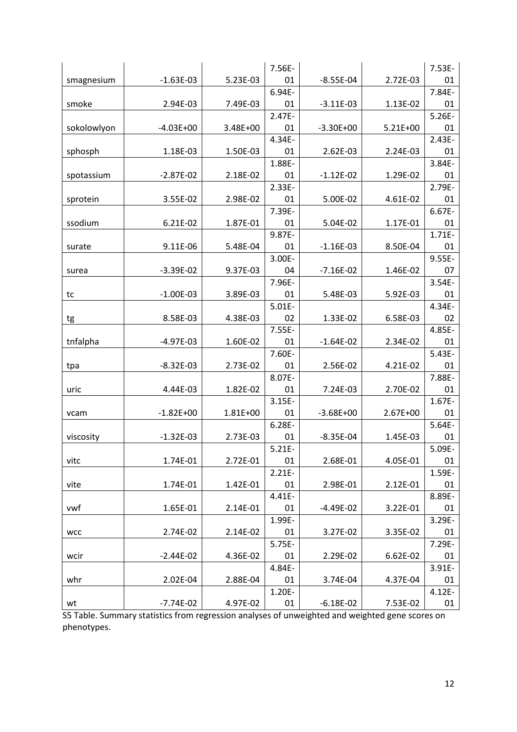| | | | | | | |
|---|---|---|---|---|---|---|
| smagnesium | -1.63E-03 | 5.23E-03 | 7.56E-01 | -8.55E-04 | 2.72E-03 | 7.53E-01 |
| smoke | 2.94E-03 | 7.49E-03 | 6.94E-01 | -3.11E-03 | 1.13E-02 | 7.84E-01 |
| sokolowlyon | -4.03E+00 | 3.48E+00 | 2.47E-01 | -3.30E+00 | 5.21E+00 | 5.26E-01 |
| sphosph | 1.18E-03 | 1.50E-03 | 4.34E-01 | 2.62E-03 | 2.24E-03 | 2.43E-01 |
| spotassium | -2.87E-02 | 2.18E-02 | 1.88E-01 | -1.12E-02 | 1.29E-02 | 3.84E-01 |
| sprotein | 3.55E-02 | 2.98E-02 | 2.33E-01 | 5.00E-02 | 4.61E-02 | 2.79E-01 |
| ssodium | 6.21E-02 | 1.87E-01 | 7.39E-01 | 5.04E-02 | 1.17E-01 | 6.67E-01 |
| surate | 9.11E-06 | 5.48E-04 | 9.87E-01 | -1.16E-03 | 8.50E-04 | 1.71E-01 |
| surea | -3.39E-02 | 9.37E-03 | 3.00E-04 | -7.16E-02 | 1.46E-02 | 9.55E-07 |
| tc | -1.00E-03 | 3.89E-03 | 7.96E-01 | 5.48E-03 | 5.92E-03 | 3.54E-01 |
| tg | 8.58E-03 | 4.38E-03 | 5.01E-02 | 1.33E-02 | 6.58E-03 | 4.34E-02 |
| tnfalpha | -4.97E-03 | 1.60E-02 | 7.55E-01 | -1.64E-02 | 2.34E-02 | 4.85E-01 |
| tpa | -8.32E-03 | 2.73E-02 | 7.60E-01 | 2.56E-02 | 4.21E-02 | 5.43E-01 |
| uric | 4.44E-03 | 1.82E-02 | 8.07E-01 | 7.24E-03 | 2.70E-02 | 7.88E-01 |
| vcam | -1.82E+00 | 1.81E+00 | 3.15E-01 | -3.68E+00 | 2.67E+00 | 1.67E-01 |
| viscosity | -1.32E-03 | 2.73E-03 | 6.28E-01 | -8.35E-04 | 1.45E-03 | 5.64E-01 |
| vitc | 1.74E-01 | 2.72E-01 | 5.21E-01 | 2.68E-01 | 4.05E-01 | 5.09E-01 |
| vite | 1.74E-01 | 1.42E-01 | 2.21E-01 | 2.98E-01 | 2.12E-01 | 1.59E-01 |
| vwf | 1.65E-01 | 2.14E-01 | 4.41E-01 | -4.49E-02 | 3.22E-01 | 8.89E-01 |
| wcc | 2.74E-02 | 2.14E-02 | 1.99E-01 | 3.27E-02 | 3.35E-02 | 3.29E-01 |
| wcir | -2.44E-02 | 4.36E-02 | 5.75E-01 | 2.29E-02 | 6.62E-02 | 7.29E-01 |
| whr | 2.02E-04 | 2.88E-04 | 4.84E-01 | 3.74E-04 | 4.37E-04 | 3.91E-01 |
| wt | -7.74E-02 | 4.97E-02 | 1.20E-01 | -6.18E-02 | 7.53E-02 | 4.12E-01 |

S5 Table. Summary statistics from regression analyses of unweighted and weighted gene scores on phenotypes.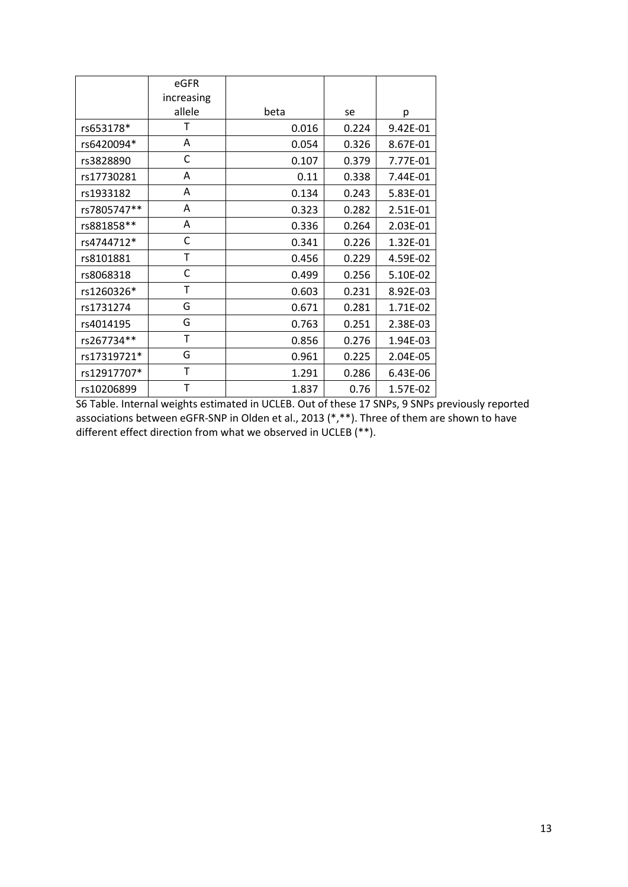|  | eGFR increasing allele | beta | se | p |
|---|---|---|---|---|
| rs653178* | T | 0.016 | 0.224 | 9.42E-01 |
| rs6420094* | A | 0.054 | 0.326 | 8.67E-01 |
| rs3828890 | C | 0.107 | 0.379 | 7.77E-01 |
| rs17730281 | A | 0.11 | 0.338 | 7.44E-01 |
| rs1933182 | A | 0.134 | 0.243 | 5.83E-01 |
| rs7805747** | A | 0.323 | 0.282 | 2.51E-01 |
| rs881858** | A | 0.336 | 0.264 | 2.03E-01 |
| rs4744712* | C | 0.341 | 0.226 | 1.32E-01 |
| rs8101881 | T | 0.456 | 0.229 | 4.59E-02 |
| rs8068318 | C | 0.499 | 0.256 | 5.10E-02 |
| rs1260326* | T | 0.603 | 0.231 | 8.92E-03 |
| rs1731274 | G | 0.671 | 0.281 | 1.71E-02 |
| rs4014195 | G | 0.763 | 0.251 | 2.38E-03 |
| rs267734** | T | 0.856 | 0.276 | 1.94E-03 |
| rs17319721* | G | 0.961 | 0.225 | 2.04E-05 |
| rs12917707* | T | 1.291 | 0.286 | 6.43E-06 |
| rs10206899 | T | 1.837 | 0.76 | 1.57E-02 |

S6 Table. Internal weights estimated in UCLEB. Out of these 17 SNPs, 9 SNPs previously reported associations between eGFR-SNP in Olden et al., 2013 (*,**). Three of them are shown to have different effect direction from what we observed in UCLEB (**).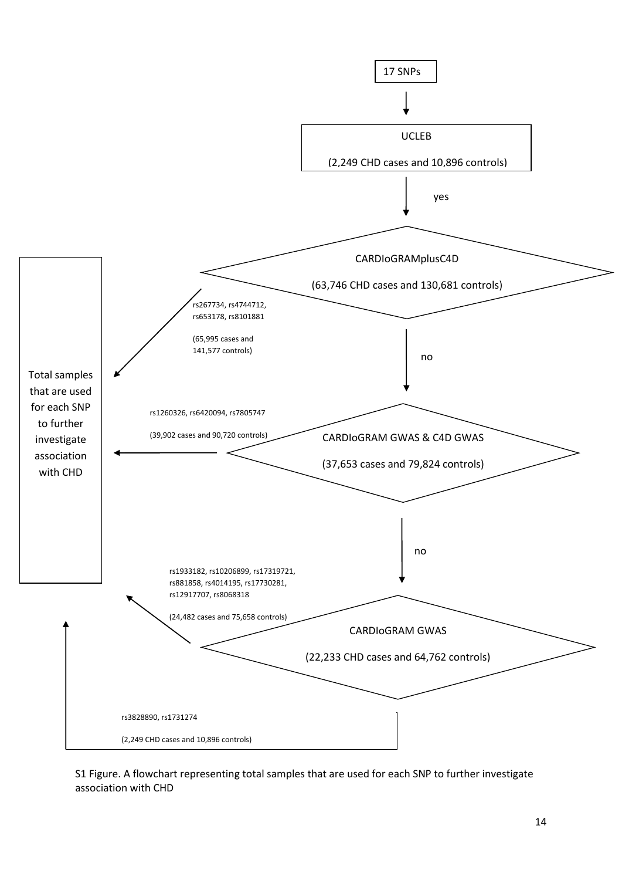17 SNPs

↓

UCLEB

(2,249 CHD cases and 10,896 controls)

↓ yes

CARDIoGRAMplusC4D

(63,746 CHD cases and 130,681 controls)

→ rs267734, rs4744712, rs653178, rs8101881

(65,995 cases and 141,577 controls)

↓ no

CARDIoGRAM GWAS & C4D GWAS

(37,653 cases and 79,824 controls)

→ rs1260326, rs6420094, rs7805747

(39,902 cases and 90,720 controls)

↓ no

CARDIoGRAM GWAS

(22,233 CHD cases and 64,762 controls)

→ rs1933182, rs10206899, rs17319721, rs881858, rs4014195, rs17730281, rs12917707, rs8068318

(24,482 cases and 75,658 controls)

→ rs3828890, rs1731274

(2,249 CHD cases and 10,896 controls)

Total samples that are used for each SNP to further investigate association with CHD

S1 Figure. A flowchart representing total samples that are used for each SNP to further investigate association with CHD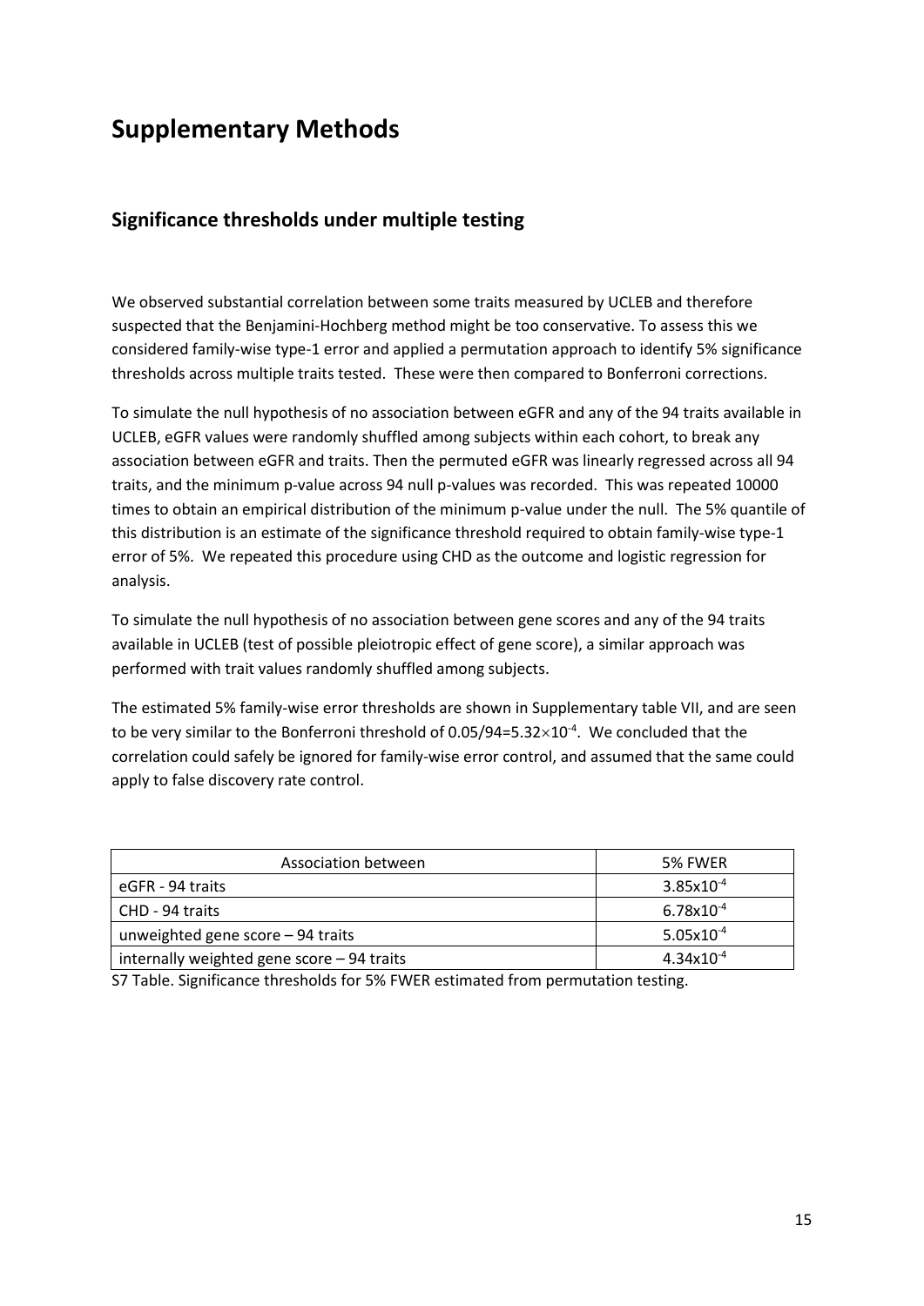# Supplementary Methods

## Significance thresholds under multiple testing

We observed substantial correlation between some traits measured by UCLEB and therefore suspected that the Benjamini-Hochberg method might be too conservative. To assess this we considered family-wise type-1 error and applied a permutation approach to identify 5% significance thresholds across multiple traits tested. These were then compared to Bonferroni corrections.

To simulate the null hypothesis of no association between eGFR and any of the 94 traits available in UCLEB, eGFR values were randomly shuffled among subjects within each cohort, to break any association between eGFR and traits. Then the permuted eGFR was linearly regressed across all 94 traits, and the minimum p-value across 94 null p-values was recorded. This was repeated 10000 times to obtain an empirical distribution of the minimum p-value under the null. The 5% quantile of this distribution is an estimate of the significance threshold required to obtain family-wise type-1 error of 5%. We repeated this procedure using CHD as the outcome and logistic regression for analysis.

To simulate the null hypothesis of no association between gene scores and any of the 94 traits available in UCLEB (test of possible pleiotropic effect of gene score), a similar approach was performed with trait values randomly shuffled among subjects.

The estimated 5% family-wise error thresholds are shown in Supplementary table VII, and are seen to be very similar to the Bonferroni threshold of $0.05/94=5.32\times10^{-4}$. We concluded that the correlation could safely be ignored for family-wise error control, and assumed that the same could apply to false discovery rate control.

| Association between | 5% FWER |
|---|---|
| eGFR - 94 traits | $3.85\text{x}10^{-4}$ |
| CHD - 94 traits | $6.78\text{x}10^{-4}$ |
| unweighted gene score – 94 traits | $5.05\text{x}10^{-4}$ |
| internally weighted gene score – 94 traits | $4.34\text{x}10^{-4}$ |

S7 Table. Significance thresholds for 5% FWER estimated from permutation testing.